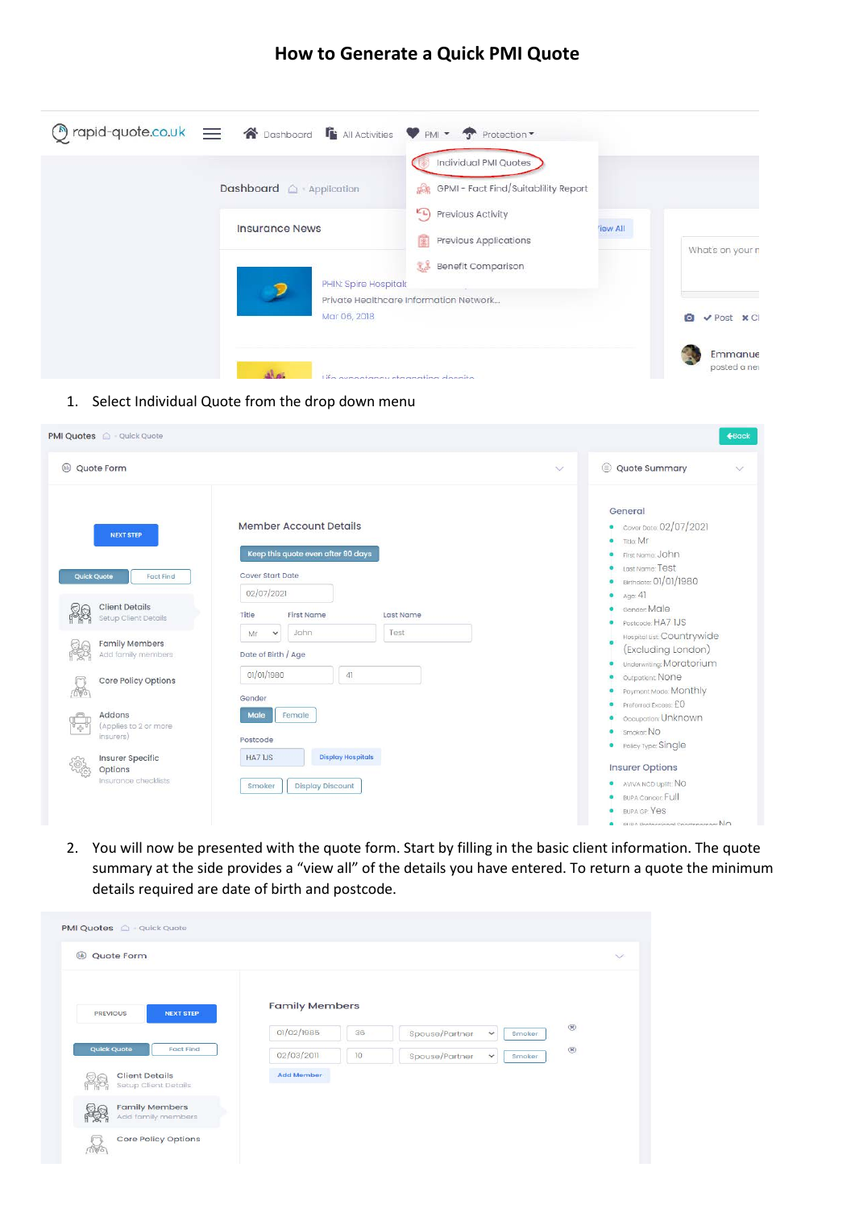# How to Generate a Quick PMI Quote

1. Select Individual Quote from the drop down menu

2. You will now be presented with the quote form. Start by filling in the basic client information. The quote summary at the side provides a "view all" of the details you have entered. To return a quote the minimum details required are date of birth and postcode.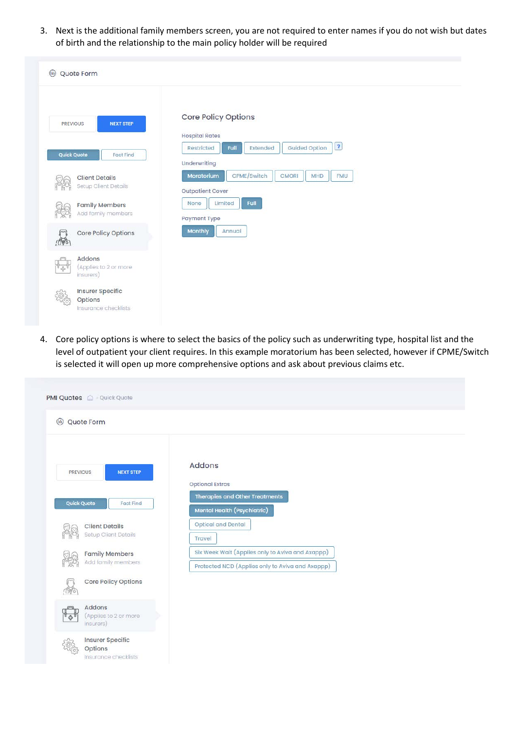3. Next is the additional family members screen, you are not required to enter names if you do not wish but dates of birth and the relationship to the main policy holder will be required

Quote Form

PREVIOUS | NEXT STEP

Quick Quote | Fact Find

- Client Details — Setup Client Details
- Family Members — Add family members
- Core Policy Options
- Addons — (Applies to 2 or more insurers)
- Insurer Specific Options — Insurance checklists

Core Policy Options

Hospital Rates: Restricted | Full | Extended | Guided Option | ?

Underwriting: Moratorium | CPME/Switch | CMORI | MHD | FMU

Outpatient Cover: None | Limited | Full

Payment Type: Monthly | Annual

4. Core policy options is where to select the basics of the policy such as underwriting type, hospital list and the level of outpatient your client requires. In this example moratorium has been selected, however if CPME/Switch is selected it will open up more comprehensive options and ask about previous claims etc.

PMI Quotes > Quick Quote

Quote Form

PREVIOUS | NEXT STEP

Quick Quote | Fact Find

- Client Details — Setup Client Details
- Family Members — Add family members
- Core Policy Options
- Addons — (Applies to 2 or more insurers)
- Insurer Specific Options — Insurance checklists

Addons

Optional Extras

- Therapies and Other Treatments
- Mental Health (Psychiatric)
- Optical and Dental
- Travel
- Six Week Wait (Applies only to Aviva and Axappp)
- Protected NCD (Applies only to Aviva and Axappp)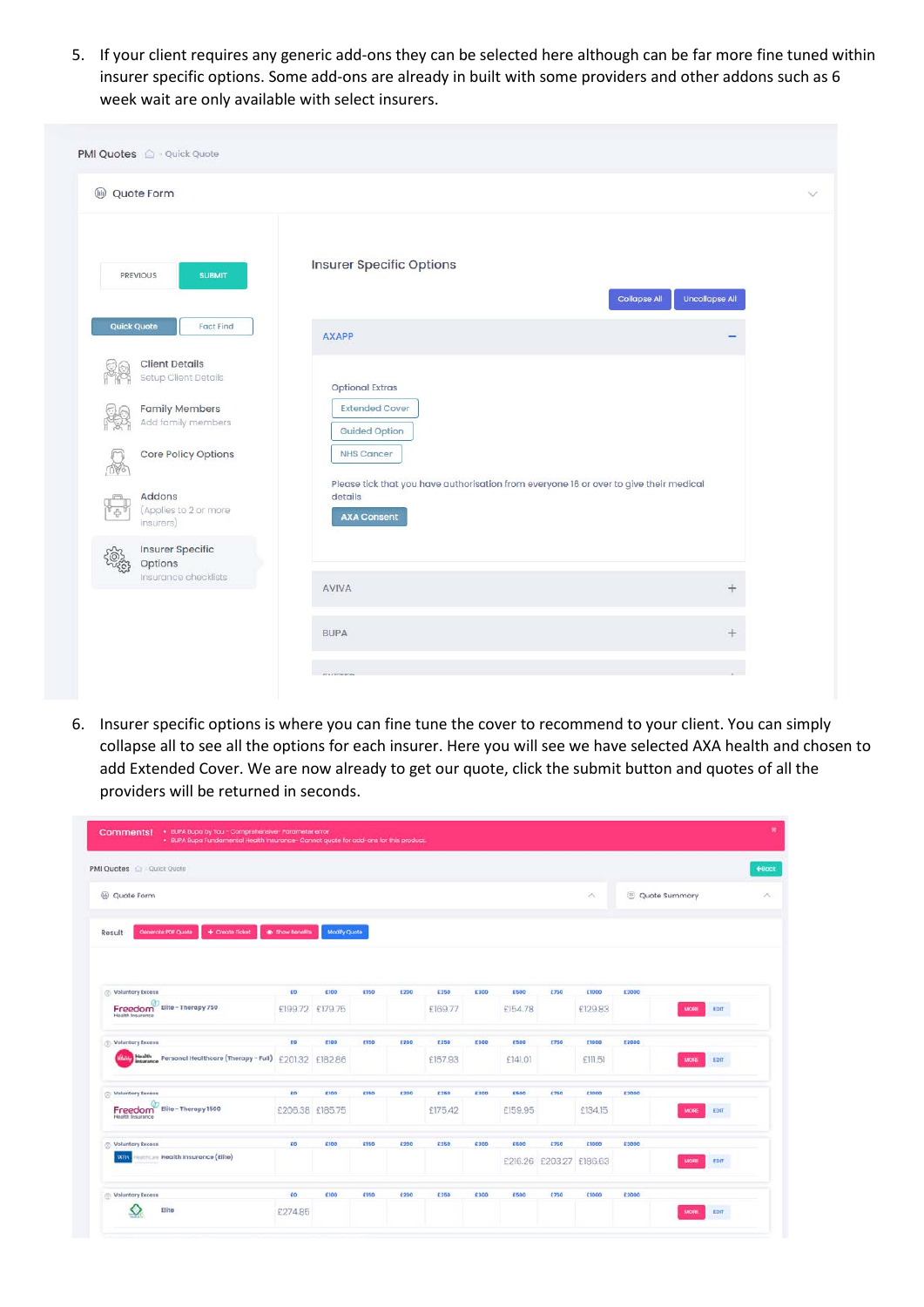5. If your client requires any generic add-ons they can be selected here although can be far more fine tuned within insurer specific options. Some add-ons are already in built with some providers and other addons such as 6 week wait are only available with select insurers.

PMI Quotes · Quick Quote

Quote Form

PREVIOUS | SUBMIT

Quick Quote | Fact Find

- Client Details — Setup Client Details
- Family Members — Add family members
- Core Policy Options
- Addons — (Applies to 2 or more insurers)
- Insurer Specific Options — Insurance checklists

Insurer Specific Options

Collapse All | Uncollapse All

AXAPP

Optional Extras

- Extended Cover
- Guided Option
- NHS Cancer

Please tick that you have authorisation from everyone 18 or over to give their medical details

AXA Consent

AVIVA

BUPA

6. Insurer specific options is where you can fine tune the cover to recommend to your client. You can simply collapse all to see all the options for each insurer. Here you will see we have selected AXA health and chosen to add Extended Cover. We are now already to get our quote, click the submit button and quotes of all the providers will be returned in seconds.

Comments!
- BUPA Bupa by You - Comprehensive- Parameter error
- BUPA Bupa Fundamental Health Insurance- Cannot quote for add-ons for this product.

PMI Quotes · Quick Quote

Quote Form | Quote Summary

Result | Generate PDF Quote | Create Ticket | Show Benefits | Modify Quote

| Voluntary Excess | £0 | £100 | £150 | £200 | £250 | £300 | £500 | £750 | £1000 | £2000 |
|---|---|---|---|---|---|---|---|---|---|---|
| Freedom Health Insurance — Elite - Therapy 750 | £199.72 | £179.75 | | | £169.77 | | £154.78 | | £129.83 | |
| Vitality Health Insurance — Personal Healthcare (Therapy - Full) | £201.32 | £182.86 | | | £157.93 | | £141.01 | | £111.51 | |
| Freedom Health Insurance — Elite - Therapy 1500 | £206.38 | £185.75 | | | £175.42 | | £159.95 | | £134.15 | |
| WPA — Health Insurance (Elite) | | | | | | | £216.26 | £203.27 | £186.63 | |
| Elite | £274.85 | | | | | | | | | |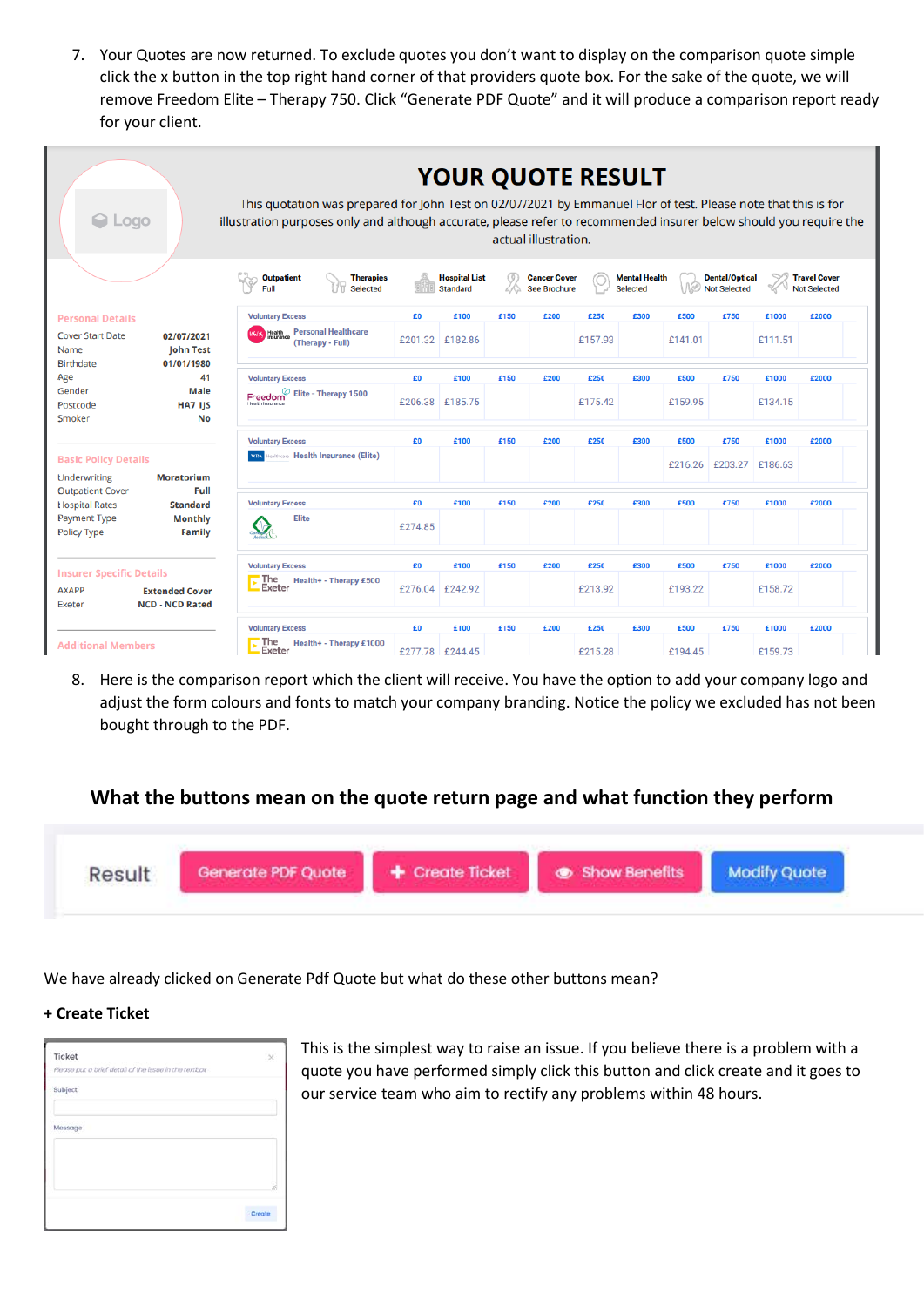7. Your Quotes are now returned. To exclude quotes you don't want to display on the comparison quote simple click the x button in the top right hand corner of that providers quote box. For the sake of the quote, we will remove Freedom Elite – Therapy 750. Click "Generate PDF Quote" and it will produce a comparison report ready for your client.

# YOUR QUOTE RESULT

This quotation was prepared for John Test on 02/07/2021 by Emmanuel Flor of test. Please note that this is for illustration purposes only and although accurate, please refer to recommended insurer below should you require the actual illustration.

Outpatient: Full | Therapies: Selected | Hospital List: Standard | Cancer Cover: See Brochure | Mental Health: Selected | Dental/Optical: Not Selected | Travel Cover: Not Selected

**Personal Details**

| | |
|---|---|
| Cover Start Date | 02/07/2021 |
| Name | John Test |
| Birthdate | 01/01/1980 |
| Age | 41 |
| Gender | Male |
| Postcode | HA7 1JS |
| Smoker | No |

**Basic Policy Details**

| | |
|---|---|
| Underwriting | Moratorium |
| Outpatient Cover | Full |
| Hospital Rates | Standard |
| Payment Type | Monthly |
| Policy Type | Family |

**Insurer Specific Details**

| | |
|---|---|
| AXAPP | Extended Cover |
| Exeter | NCD - NCD Rated |

**Additional Members**

| Voluntary Excess | £0 | £100 | £150 | £200 | £250 | £300 | £500 | £750 | £1000 | £2000 |
|---|---|---|---|---|---|---|---|---|---|---|
| Personal Healthcare (Therapy - Full) | £201.32 | £182.86 | | | £157.93 | | £141.01 | | £111.51 | |
| Freedom Elite - Therapy 1500 | £206.38 | £185.75 | | | £175.42 | | £159.95 | | £134.15 | |
| Health Insurance (Elite) | | | | | | | £216.26 | £203.27 | £186.63 | |
| Elite | £274.85 | | | | | | | | | |
| The Exeter Health+ - Therapy £500 | £276.04 | £242.92 | | | £213.92 | | £193.22 | | £158.72 | |
| The Exeter Health+ - Therapy £1000 | £277.78 | £244.45 | | | £215.28 | | £194.45 | | £159.73 | |

8. Here is the comparison report which the client will receive. You have the option to add your company logo and adjust the form colours and fonts to match your company branding. Notice the policy we excluded has not been bought through to the PDF.

## What the buttons mean on the quote return page and what function they perform

Result | Generate PDF Quote | + Create Ticket | Show Benefits | Modify Quote

We have already clicked on Generate Pdf Quote but what do these other buttons mean?

**+ Create Ticket**

Ticket
Please put a brief detail of the issue in the textbox
Subject
Message
Create

This is the simplest way to raise an issue. If you believe there is a problem with a quote you have performed simply click this button and click create and it goes to our service team who aim to rectify any problems within 48 hours.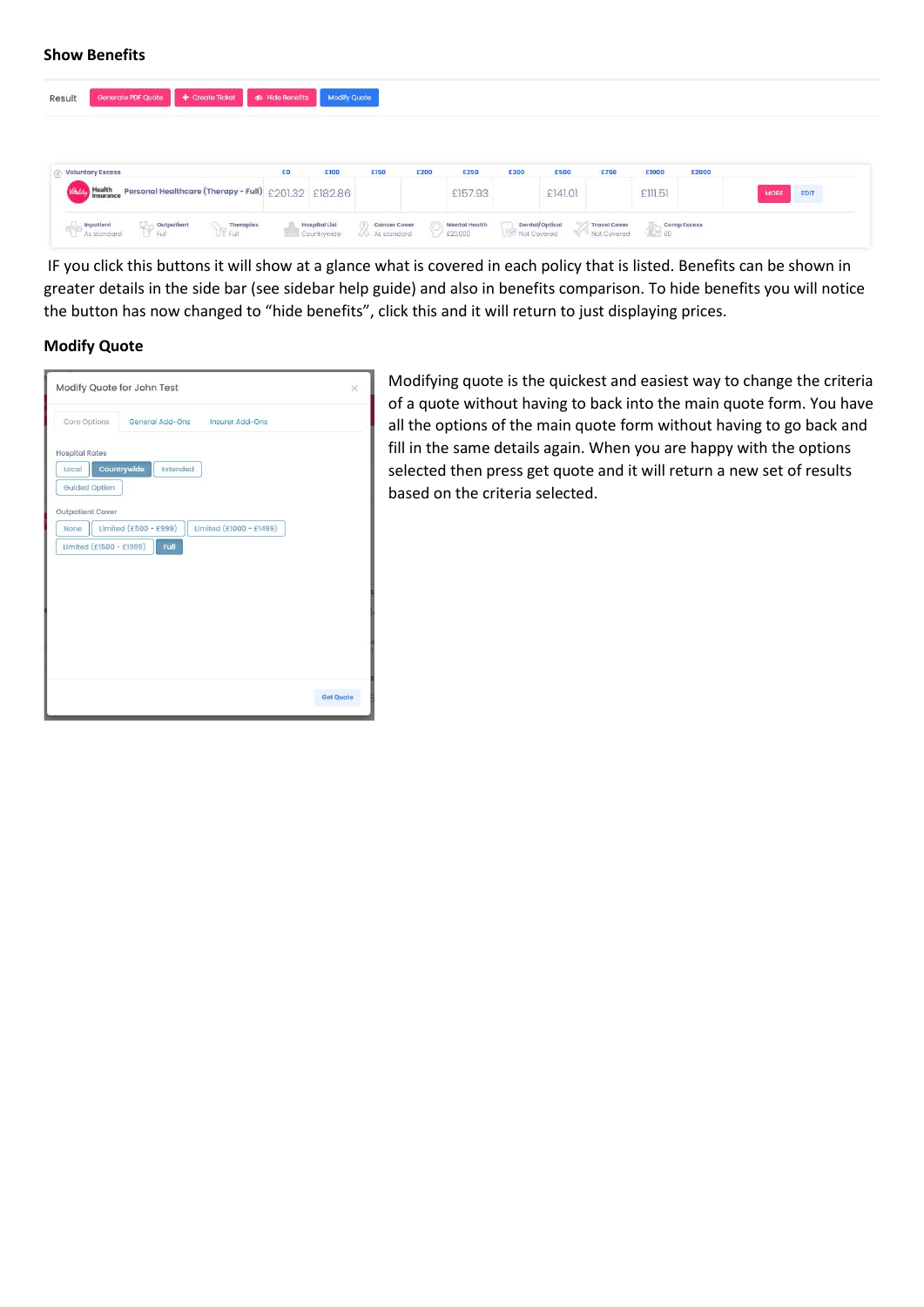## Show Benefits

IF you click this buttons it will show at a glance what is covered in each policy that is listed. Benefits can be shown in greater details in the side bar (see sidebar help guide) and also in benefits comparison. To hide benefits you will notice the button has now changed to "hide benefits", click this and it will return to just displaying prices.

## Modify Quote

Modifying quote is the quickest and easiest way to change the criteria of a quote without having to back into the main quote form. You have all the options of the main quote form without having to go back and fill in the same details again. When you are happy with the options selected then press get quote and it will return a new set of results based on the criteria selected.